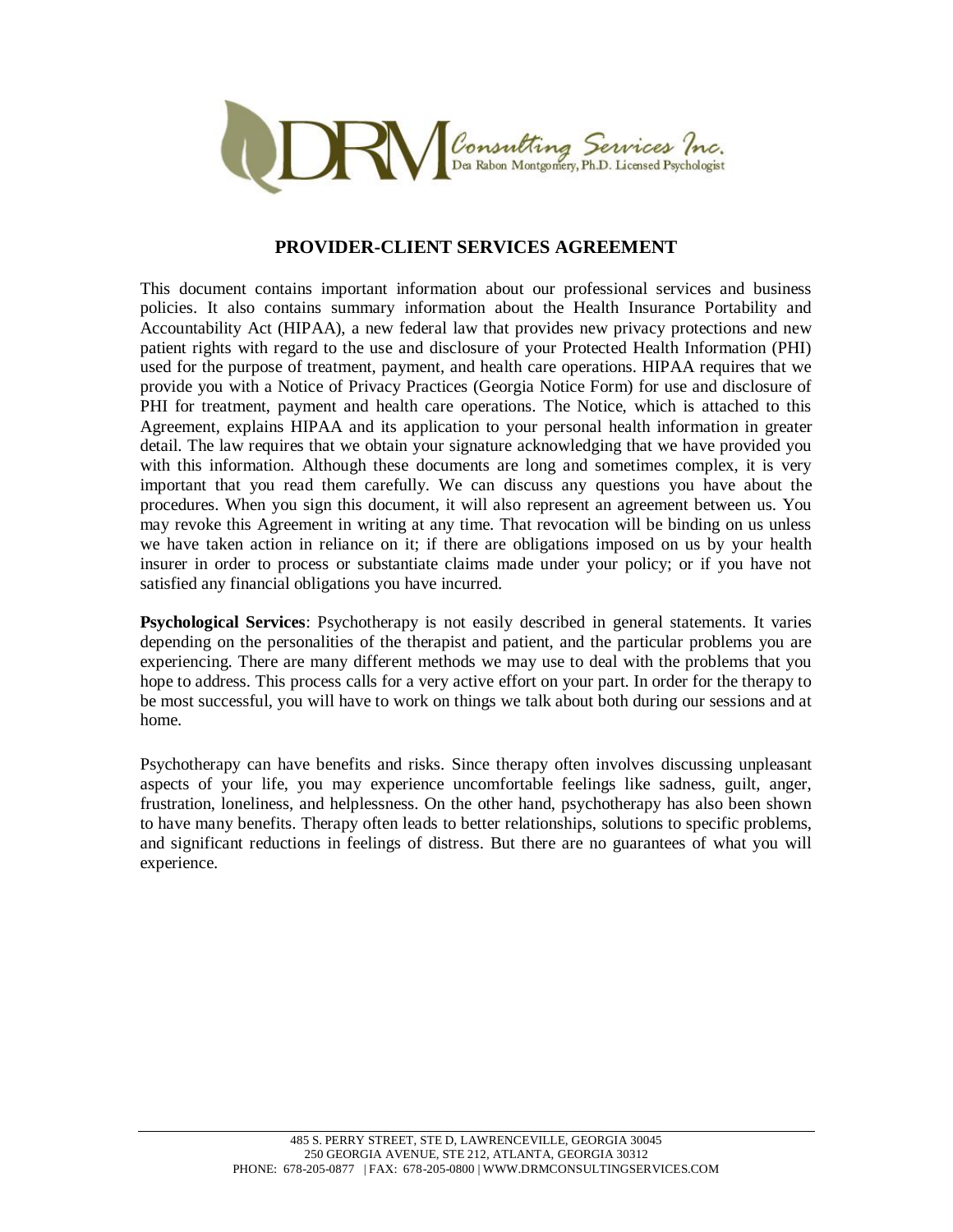DRM Consulting Services Inc.
Dea Rabon Montgomery, Ph.D. Licensed Psychologist

## PROVIDER-CLIENT SERVICES AGREEMENT

This document contains important information about our professional services and business policies. It also contains summary information about the Health Insurance Portability and Accountability Act (HIPAA), a new federal law that provides new privacy protections and new patient rights with regard to the use and disclosure of your Protected Health Information (PHI) used for the purpose of treatment, payment, and health care operations. HIPAA requires that we provide you with a Notice of Privacy Practices (Georgia Notice Form) for use and disclosure of PHI for treatment, payment and health care operations. The Notice, which is attached to this Agreement, explains HIPAA and its application to your personal health information in greater detail. The law requires that we obtain your signature acknowledging that we have provided you with this information. Although these documents are long and sometimes complex, it is very important that you read them carefully. We can discuss any questions you have about the procedures. When you sign this document, it will also represent an agreement between us. You may revoke this Agreement in writing at any time. That revocation will be binding on us unless we have taken action in reliance on it; if there are obligations imposed on us by your health insurer in order to process or substantiate claims made under your policy; or if you have not satisfied any financial obligations you have incurred.

**Psychological Services**: Psychotherapy is not easily described in general statements. It varies depending on the personalities of the therapist and patient, and the particular problems you are experiencing. There are many different methods we may use to deal with the problems that you hope to address. This process calls for a very active effort on your part. In order for the therapy to be most successful, you will have to work on things we talk about both during our sessions and at home.

Psychotherapy can have benefits and risks. Since therapy often involves discussing unpleasant aspects of your life, you may experience uncomfortable feelings like sadness, guilt, anger, frustration, loneliness, and helplessness. On the other hand, psychotherapy has also been shown to have many benefits. Therapy often leads to better relationships, solutions to specific problems, and significant reductions in feelings of distress. But there are no guarantees of what you will experience.

485 S. PERRY STREET, STE D, LAWRENCEVILLE, GEORGIA 30045
250 GEORGIA AVENUE, STE 212, ATLANTA, GEORGIA 30312
PHONE: 678-205-0877 | FAX: 678-205-0800 | WWW.DRMCONSULTINGSERVICES.COM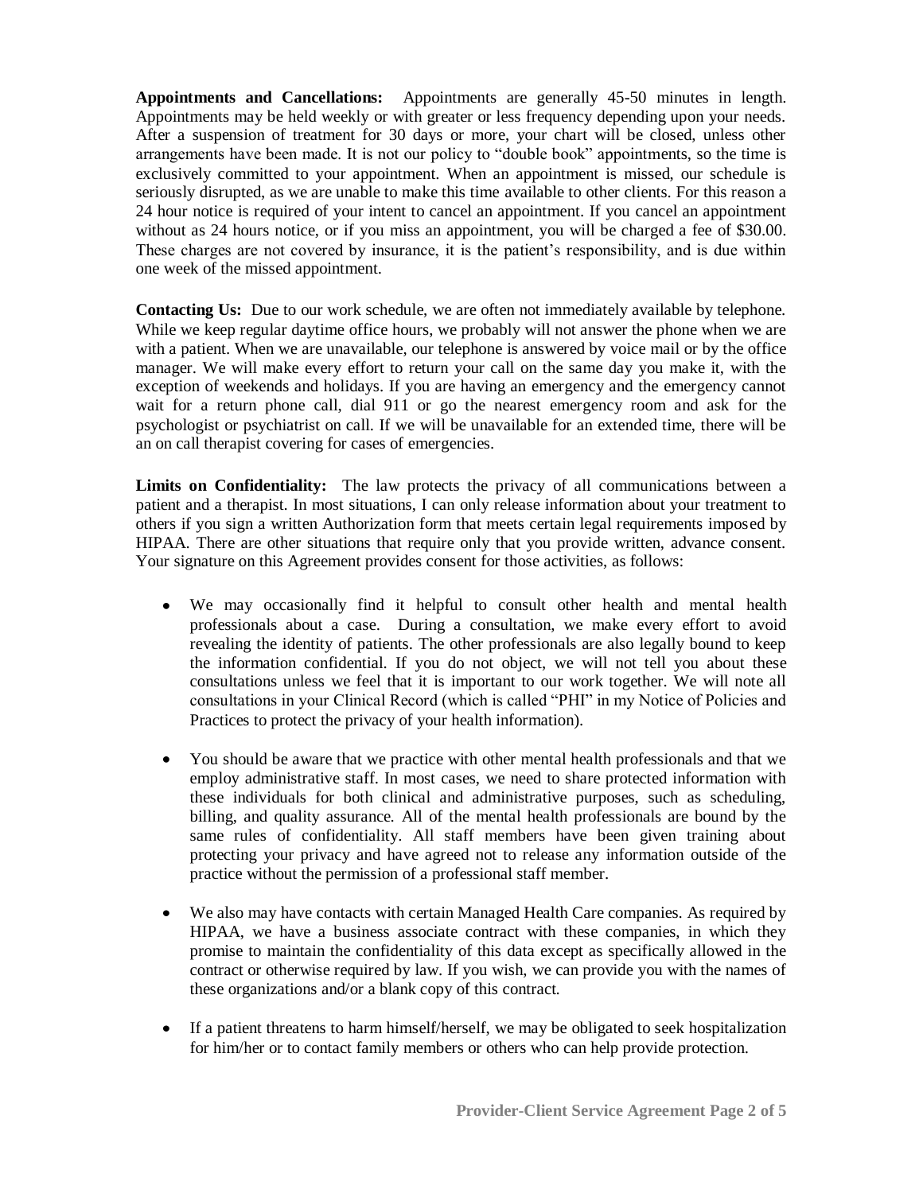**Appointments and Cancellations:** Appointments are generally 45-50 minutes in length. Appointments may be held weekly or with greater or less frequency depending upon your needs. After a suspension of treatment for 30 days or more, your chart will be closed, unless other arrangements have been made. It is not our policy to "double book" appointments, so the time is exclusively committed to your appointment. When an appointment is missed, our schedule is seriously disrupted, as we are unable to make this time available to other clients. For this reason a 24 hour notice is required of your intent to cancel an appointment. If you cancel an appointment without as 24 hours notice, or if you miss an appointment, you will be charged a fee of $30.00. These charges are not covered by insurance, it is the patient's responsibility, and is due within one week of the missed appointment.

**Contacting Us:** Due to our work schedule, we are often not immediately available by telephone. While we keep regular daytime office hours, we probably will not answer the phone when we are with a patient. When we are unavailable, our telephone is answered by voice mail or by the office manager. We will make every effort to return your call on the same day you make it, with the exception of weekends and holidays. If you are having an emergency and the emergency cannot wait for a return phone call, dial 911 or go the nearest emergency room and ask for the psychologist or psychiatrist on call. If we will be unavailable for an extended time, there will be an on call therapist covering for cases of emergencies.

**Limits on Confidentiality:** The law protects the privacy of all communications between a patient and a therapist. In most situations, I can only release information about your treatment to others if you sign a written Authorization form that meets certain legal requirements imposed by HIPAA. There are other situations that require only that you provide written, advance consent. Your signature on this Agreement provides consent for those activities, as follows:

- We may occasionally find it helpful to consult other health and mental health professionals about a case. During a consultation, we make every effort to avoid revealing the identity of patients. The other professionals are also legally bound to keep the information confidential. If you do not object, we will not tell you about these consultations unless we feel that it is important to our work together. We will note all consultations in your Clinical Record (which is called "PHI" in my Notice of Policies and Practices to protect the privacy of your health information).

- You should be aware that we practice with other mental health professionals and that we employ administrative staff. In most cases, we need to share protected information with these individuals for both clinical and administrative purposes, such as scheduling, billing, and quality assurance. All of the mental health professionals are bound by the same rules of confidentiality. All staff members have been given training about protecting your privacy and have agreed not to release any information outside of the practice without the permission of a professional staff member.

- We also may have contacts with certain Managed Health Care companies. As required by HIPAA, we have a business associate contract with these companies, in which they promise to maintain the confidentiality of this data except as specifically allowed in the contract or otherwise required by law. If you wish, we can provide you with the names of these organizations and/or a blank copy of this contract.

- If a patient threatens to harm himself/herself, we may be obligated to seek hospitalization for him/her or to contact family members or others who can help provide protection.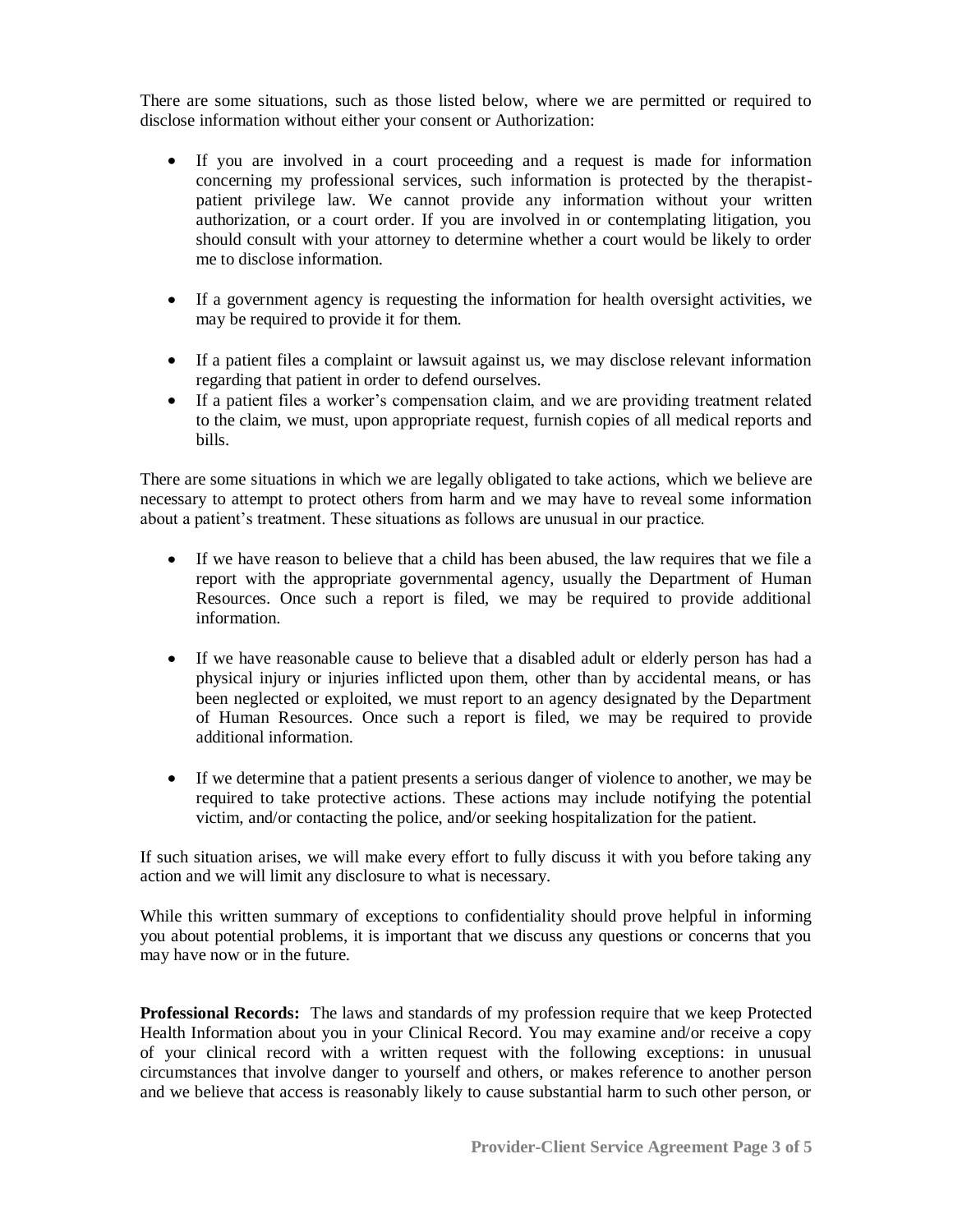There are some situations, such as those listed below, where we are permitted or required to disclose information without either your consent or Authorization:

- If you are involved in a court proceeding and a request is made for information concerning my professional services, such information is protected by the therapist-patient privilege law. We cannot provide any information without your written authorization, or a court order. If you are involved in or contemplating litigation, you should consult with your attorney to determine whether a court would be likely to order me to disclose information.

- If a government agency is requesting the information for health oversight activities, we may be required to provide it for them.

- If a patient files a complaint or lawsuit against us, we may disclose relevant information regarding that patient in order to defend ourselves.
- If a patient files a worker's compensation claim, and we are providing treatment related to the claim, we must, upon appropriate request, furnish copies of all medical reports and bills.

There are some situations in which we are legally obligated to take actions, which we believe are necessary to attempt to protect others from harm and we may have to reveal some information about a patient's treatment. These situations as follows are unusual in our practice.

- If we have reason to believe that a child has been abused, the law requires that we file a report with the appropriate governmental agency, usually the Department of Human Resources. Once such a report is filed, we may be required to provide additional information.

- If we have reasonable cause to believe that a disabled adult or elderly person has had a physical injury or injuries inflicted upon them, other than by accidental means, or has been neglected or exploited, we must report to an agency designated by the Department of Human Resources. Once such a report is filed, we may be required to provide additional information.

- If we determine that a patient presents a serious danger of violence to another, we may be required to take protective actions. These actions may include notifying the potential victim, and/or contacting the police, and/or seeking hospitalization for the patient.

If such situation arises, we will make every effort to fully discuss it with you before taking any action and we will limit any disclosure to what is necessary.

While this written summary of exceptions to confidentiality should prove helpful in informing you about potential problems, it is important that we discuss any questions or concerns that you may have now or in the future.

**Professional Records:** The laws and standards of my profession require that we keep Protected Health Information about you in your Clinical Record. You may examine and/or receive a copy of your clinical record with a written request with the following exceptions: in unusual circumstances that involve danger to yourself and others, or makes reference to another person and we believe that access is reasonably likely to cause substantial harm to such other person, or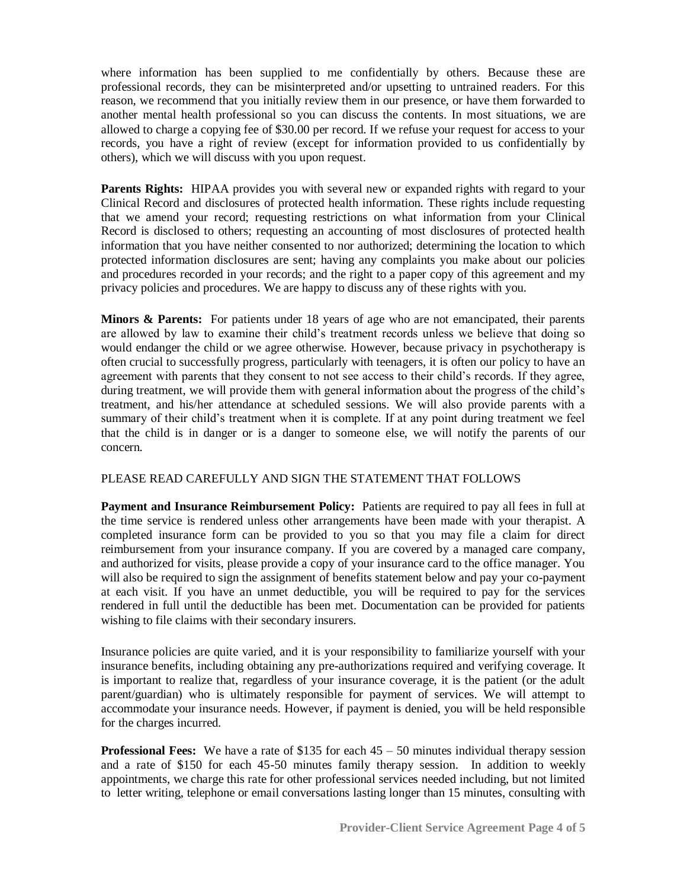where information has been supplied to me confidentially by others. Because these are professional records, they can be misinterpreted and/or upsetting to untrained readers. For this reason, we recommend that you initially review them in our presence, or have them forwarded to another mental health professional so you can discuss the contents. In most situations, we are allowed to charge a copying fee of $30.00 per record. If we refuse your request for access to your records, you have a right of review (except for information provided to us confidentially by others), which we will discuss with you upon request.

**Parents Rights:** HIPAA provides you with several new or expanded rights with regard to your Clinical Record and disclosures of protected health information. These rights include requesting that we amend your record; requesting restrictions on what information from your Clinical Record is disclosed to others; requesting an accounting of most disclosures of protected health information that you have neither consented to nor authorized; determining the location to which protected information disclosures are sent; having any complaints you make about our policies and procedures recorded in your records; and the right to a paper copy of this agreement and my privacy policies and procedures. We are happy to discuss any of these rights with you.

**Minors & Parents:** For patients under 18 years of age who are not emancipated, their parents are allowed by law to examine their child's treatment records unless we believe that doing so would endanger the child or we agree otherwise. However, because privacy in psychotherapy is often crucial to successfully progress, particularly with teenagers, it is often our policy to have an agreement with parents that they consent to not see access to their child's records. If they agree, during treatment, we will provide them with general information about the progress of the child's treatment, and his/her attendance at scheduled sessions. We will also provide parents with a summary of their child's treatment when it is complete. If at any point during treatment we feel that the child is in danger or is a danger to someone else, we will notify the parents of our concern.

PLEASE READ CAREFULLY AND SIGN THE STATEMENT THAT FOLLOWS

**Payment and Insurance Reimbursement Policy:** Patients are required to pay all fees in full at the time service is rendered unless other arrangements have been made with your therapist. A completed insurance form can be provided to you so that you may file a claim for direct reimbursement from your insurance company. If you are covered by a managed care company, and authorized for visits, please provide a copy of your insurance card to the office manager. You will also be required to sign the assignment of benefits statement below and pay your co-payment at each visit. If you have an unmet deductible, you will be required to pay for the services rendered in full until the deductible has been met. Documentation can be provided for patients wishing to file claims with their secondary insurers.

Insurance policies are quite varied, and it is your responsibility to familiarize yourself with your insurance benefits, including obtaining any pre-authorizations required and verifying coverage. It is important to realize that, regardless of your insurance coverage, it is the patient (or the adult parent/guardian) who is ultimately responsible for payment of services. We will attempt to accommodate your insurance needs. However, if payment is denied, you will be held responsible for the charges incurred.

**Professional Fees:** We have a rate of $135 for each 45 – 50 minutes individual therapy session and a rate of $150 for each 45-50 minutes family therapy session. In addition to weekly appointments, we charge this rate for other professional services needed including, but not limited to letter writing, telephone or email conversations lasting longer than 15 minutes, consulting with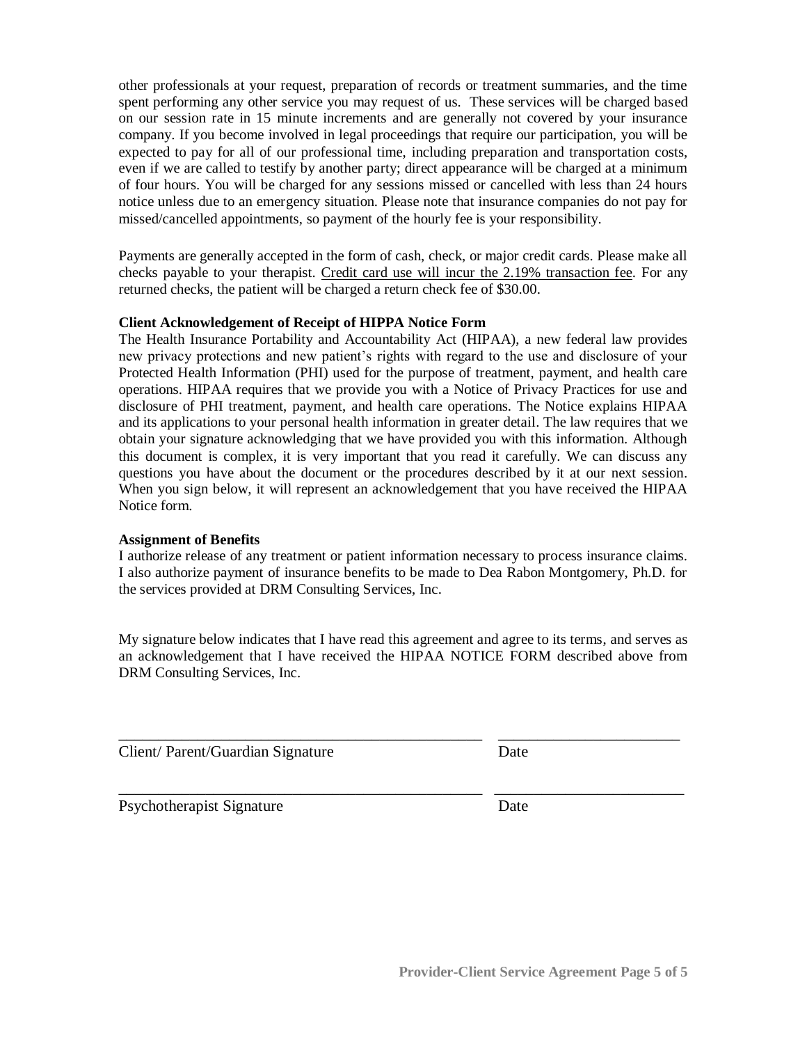other professionals at your request, preparation of records or treatment summaries, and the time spent performing any other service you may request of us. These services will be charged based on our session rate in 15 minute increments and are generally not covered by your insurance company. If you become involved in legal proceedings that require our participation, you will be expected to pay for all of our professional time, including preparation and transportation costs, even if we are called to testify by another party; direct appearance will be charged at a minimum of four hours. You will be charged for any sessions missed or cancelled with less than 24 hours notice unless due to an emergency situation. Please note that insurance companies do not pay for missed/cancelled appointments, so payment of the hourly fee is your responsibility.

Payments are generally accepted in the form of cash, check, or major credit cards. Please make all checks payable to your therapist. <u>Credit card use will incur the 2.19% transaction fee</u>. For any returned checks, the patient will be charged a return check fee of $30.00.

**Client Acknowledgement of Receipt of HIPPA Notice Form**

The Health Insurance Portability and Accountability Act (HIPAA), a new federal law provides new privacy protections and new patient's rights with regard to the use and disclosure of your Protected Health Information (PHI) used for the purpose of treatment, payment, and health care operations. HIPAA requires that we provide you with a Notice of Privacy Practices for use and disclosure of PHI treatment, payment, and health care operations. The Notice explains HIPAA and its applications to your personal health information in greater detail. The law requires that we obtain your signature acknowledging that we have provided you with this information. Although this document is complex, it is very important that you read it carefully. We can discuss any questions you have about the document or the procedures described by it at our next session. When you sign below, it will represent an acknowledgement that you have received the HIPAA Notice form.

**Assignment of Benefits**

I authorize release of any treatment or patient information necessary to process insurance claims. I also authorize payment of insurance benefits to be made to Dea Rabon Montgomery, Ph.D. for the services provided at DRM Consulting Services, Inc.

My signature below indicates that I have read this agreement and agree to its terms, and serves as an acknowledgement that I have received the HIPAA NOTICE FORM described above from DRM Consulting Services, Inc.

_________________________________________________ _________________________

Client/ Parent/Guardian Signature Date

_________________________________________________ _________________________

Psychotherapist Signature Date